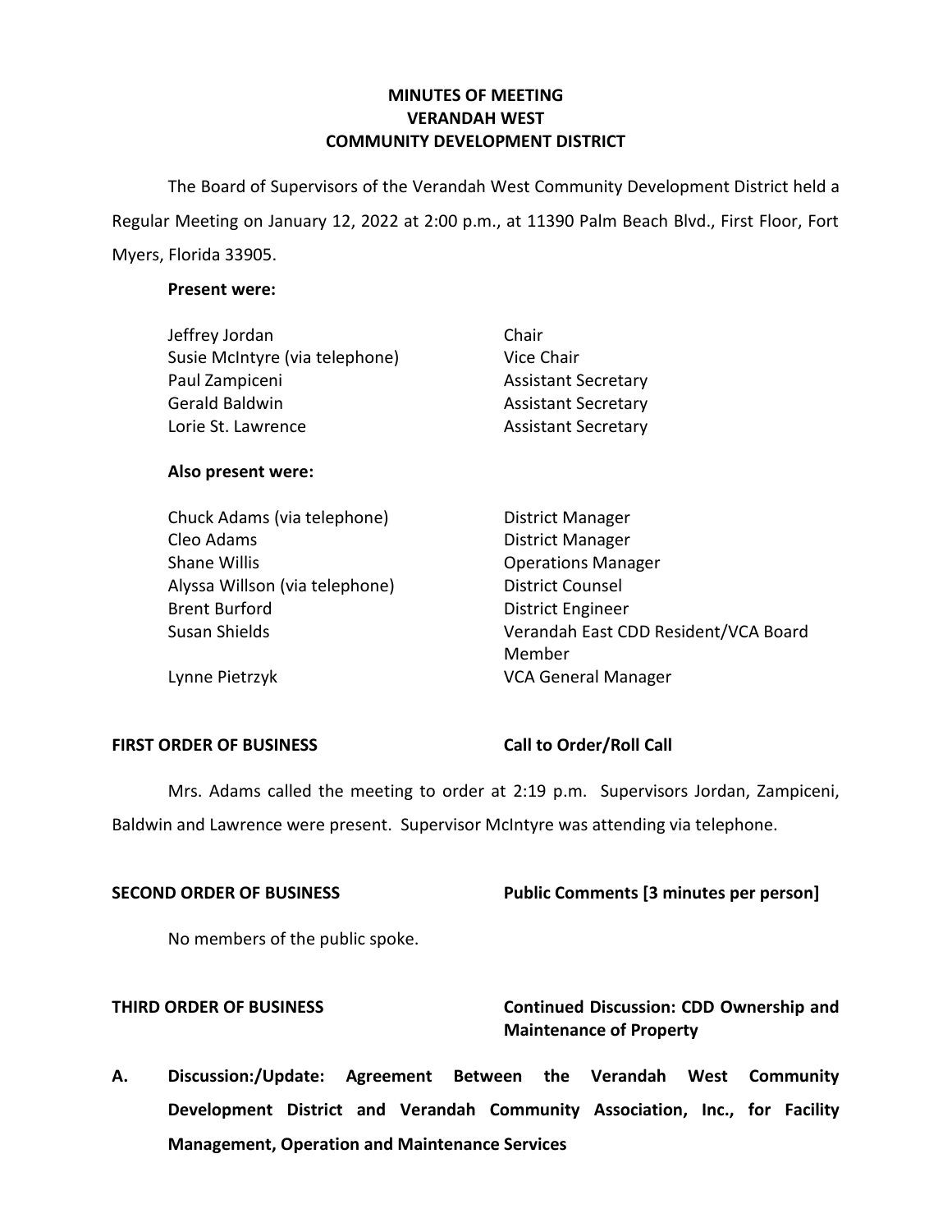**MINUTES OF MEETING**
**VERANDAH WEST**
**COMMUNITY DEVELOPMENT DISTRICT**

The Board of Supervisors of the Verandah West Community Development District held a Regular Meeting on January 12, 2022 at 2:00 p.m., at 11390 Palm Beach Blvd., First Floor, Fort Myers, Florida 33905.

**Present were:**

| | |
|---|---|
| Jeffrey Jordan | Chair |
| Susie McIntyre (via telephone) | Vice Chair |
| Paul Zampiceni | Assistant Secretary |
| Gerald Baldwin | Assistant Secretary |
| Lorie St. Lawrence | Assistant Secretary |

**Also present were:**

| | |
|---|---|
| Chuck Adams (via telephone) | District Manager |
| Cleo Adams | District Manager |
| Shane Willis | Operations Manager |
| Alyssa Willson (via telephone) | District Counsel |
| Brent Burford | District Engineer |
| Susan Shields | Verandah East CDD Resident/VCA Board Member |
| Lynne Pietrzyk | VCA General Manager |

**FIRST ORDER OF BUSINESS** **Call to Order/Roll Call**

Mrs. Adams called the meeting to order at 2:19 p.m. Supervisors Jordan, Zampiceni, Baldwin and Lawrence were present. Supervisor McIntyre was attending via telephone.

**SECOND ORDER OF BUSINESS** **Public Comments [3 minutes per person]**

No members of the public spoke.

**THIRD ORDER OF BUSINESS** **Continued Discussion: CDD Ownership and Maintenance of Property**

**A. Discussion:/Update: Agreement Between the Verandah West Community Development District and Verandah Community Association, Inc., for Facility Management, Operation and Maintenance Services**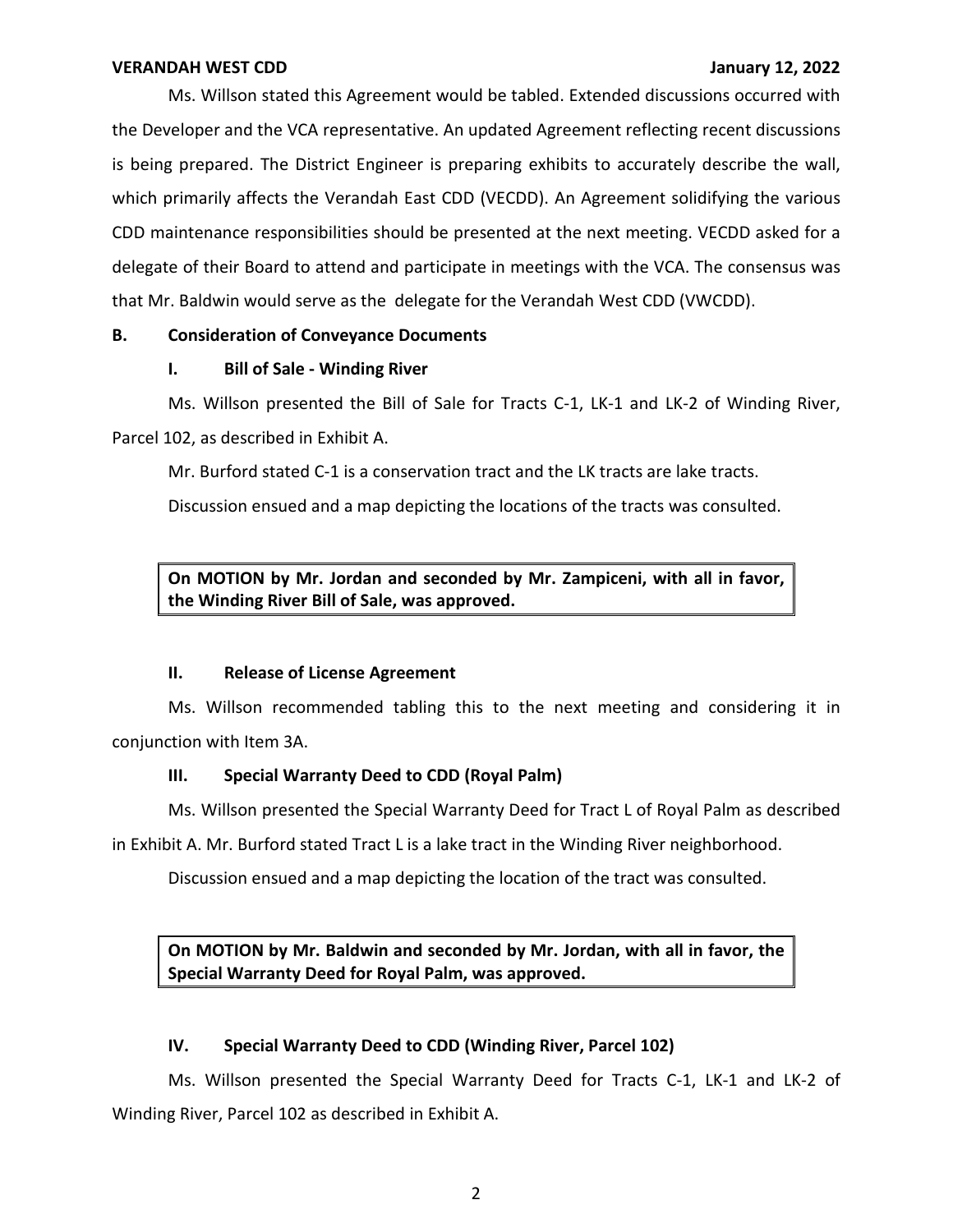Ms. Willson stated this Agreement would be tabled. Extended discussions occurred with the Developer and the VCA representative. An updated Agreement reflecting recent discussions is being prepared. The District Engineer is preparing exhibits to accurately describe the wall, which primarily affects the Verandah East CDD (VECDD). An Agreement solidifying the various CDD maintenance responsibilities should be presented at the next meeting. VECDD asked for a delegate of their Board to attend and participate in meetings with the VCA. The consensus was that Mr. Baldwin would serve as the delegate for the Verandah West CDD (VWCDD).

**B. Consideration of Conveyance Documents**

**I. Bill of Sale - Winding River**

Ms. Willson presented the Bill of Sale for Tracts C-1, LK-1 and LK-2 of Winding River, Parcel 102, as described in Exhibit A.

Mr. Burford stated C-1 is a conservation tract and the LK tracts are lake tracts.

Discussion ensued and a map depicting the locations of the tracts was consulted.

> **On MOTION by Mr. Jordan and seconded by Mr. Zampiceni, with all in favor, the Winding River Bill of Sale, was approved.**

**II. Release of License Agreement**

Ms. Willson recommended tabling this to the next meeting and considering it in conjunction with Item 3A.

**III. Special Warranty Deed to CDD (Royal Palm)**

Ms. Willson presented the Special Warranty Deed for Tract L of Royal Palm as described in Exhibit A. Mr. Burford stated Tract L is a lake tract in the Winding River neighborhood.

Discussion ensued and a map depicting the location of the tract was consulted.

> **On MOTION by Mr. Baldwin and seconded by Mr. Jordan, with all in favor, the Special Warranty Deed for Royal Palm, was approved.**

**IV. Special Warranty Deed to CDD (Winding River, Parcel 102)**

Ms. Willson presented the Special Warranty Deed for Tracts C-1, LK-1 and LK-2 of Winding River, Parcel 102 as described in Exhibit A.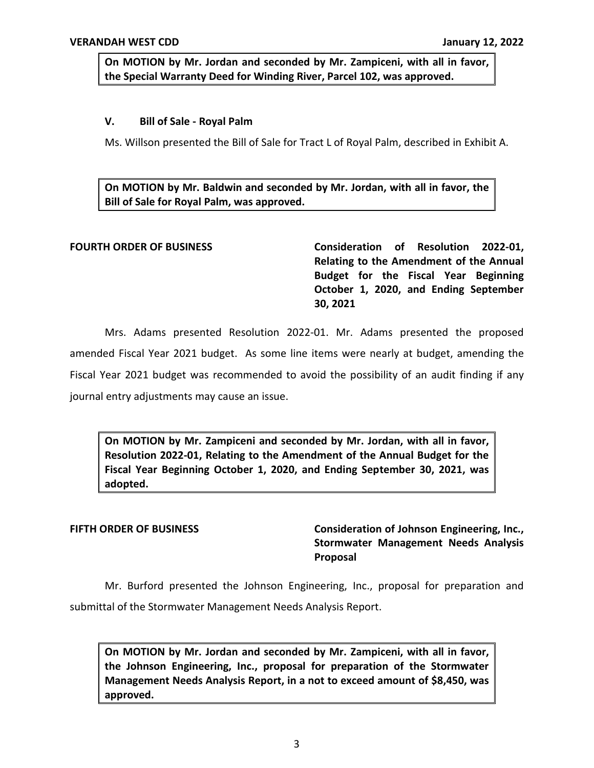**On MOTION by Mr. Jordan and seconded by Mr. Zampiceni, with all in favor, the Special Warranty Deed for Winding River, Parcel 102, was approved.**

### V. Bill of Sale - Royal Palm

Ms. Willson presented the Bill of Sale for Tract L of Royal Palm, described in Exhibit A.

**On MOTION by Mr. Baldwin and seconded by Mr. Jordan, with all in favor, the Bill of Sale for Royal Palm, was approved.**

**FOURTH ORDER OF BUSINESS** **Consideration of Resolution 2022-01, Relating to the Amendment of the Annual Budget for the Fiscal Year Beginning October 1, 2020, and Ending September 30, 2021**

Mrs. Adams presented Resolution 2022-01. Mr. Adams presented the proposed amended Fiscal Year 2021 budget. As some line items were nearly at budget, amending the Fiscal Year 2021 budget was recommended to avoid the possibility of an audit finding if any journal entry adjustments may cause an issue.

**On MOTION by Mr. Zampiceni and seconded by Mr. Jordan, with all in favor, Resolution 2022-01, Relating to the Amendment of the Annual Budget for the Fiscal Year Beginning October 1, 2020, and Ending September 30, 2021, was adopted.**

**FIFTH ORDER OF BUSINESS** **Consideration of Johnson Engineering, Inc., Stormwater Management Needs Analysis Proposal**

Mr. Burford presented the Johnson Engineering, Inc., proposal for preparation and submittal of the Stormwater Management Needs Analysis Report.

**On MOTION by Mr. Jordan and seconded by Mr. Zampiceni, with all in favor, the Johnson Engineering, Inc., proposal for preparation of the Stormwater Management Needs Analysis Report, in a not to exceed amount of $8,450, was approved.**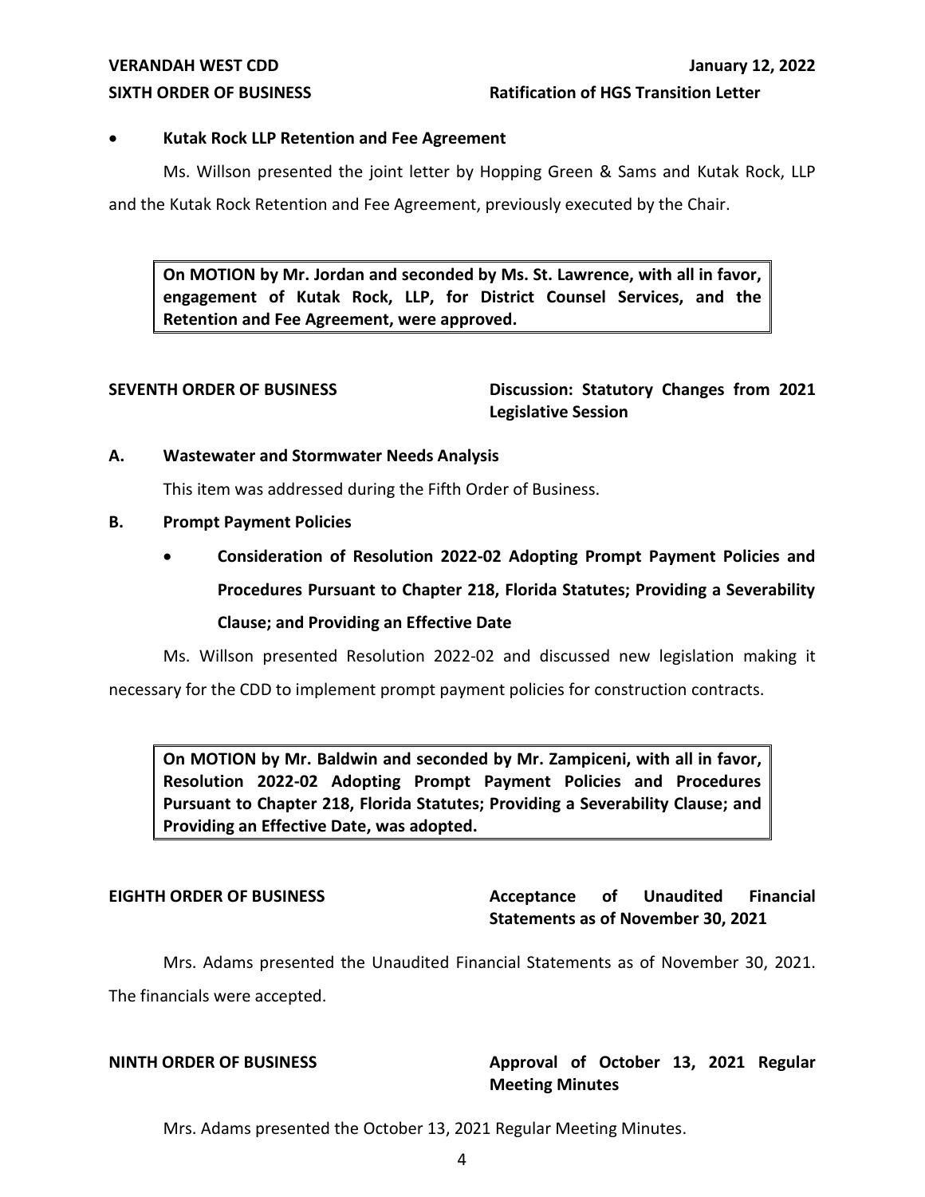**SIXTH ORDER OF BUSINESS** **Ratification of HGS Transition Letter**

- **Kutak Rock LLP Retention and Fee Agreement**

Ms. Willson presented the joint letter by Hopping Green & Sams and Kutak Rock, LLP and the Kutak Rock Retention and Fee Agreement, previously executed by the Chair.

> **On MOTION by Mr. Jordan and seconded by Ms. St. Lawrence, with all in favor, engagement of Kutak Rock, LLP, for District Counsel Services, and the Retention and Fee Agreement, were approved.**

**SEVENTH ORDER OF BUSINESS** **Discussion: Statutory Changes from 2021 Legislative Session**

**A. Wastewater and Stormwater Needs Analysis**

This item was addressed during the Fifth Order of Business.

**B. Prompt Payment Policies**

- **Consideration of Resolution 2022-02 Adopting Prompt Payment Policies and Procedures Pursuant to Chapter 218, Florida Statutes; Providing a Severability Clause; and Providing an Effective Date**

Ms. Willson presented Resolution 2022-02 and discussed new legislation making it necessary for the CDD to implement prompt payment policies for construction contracts.

> **On MOTION by Mr. Baldwin and seconded by Mr. Zampiceni, with all in favor, Resolution 2022-02 Adopting Prompt Payment Policies and Procedures Pursuant to Chapter 218, Florida Statutes; Providing a Severability Clause; and Providing an Effective Date, was adopted.**

**EIGHTH ORDER OF BUSINESS** **Acceptance of Unaudited Financial Statements as of November 30, 2021**

Mrs. Adams presented the Unaudited Financial Statements as of November 30, 2021. The financials were accepted.

**NINTH ORDER OF BUSINESS** **Approval of October 13, 2021 Regular Meeting Minutes**

Mrs. Adams presented the October 13, 2021 Regular Meeting Minutes.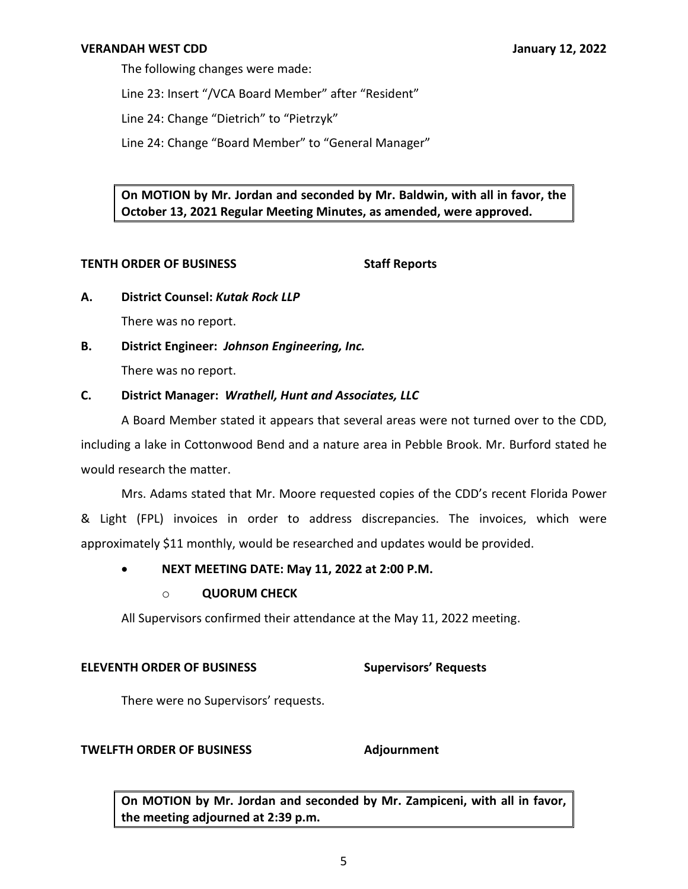The following changes were made:

Line 23: Insert "/VCA Board Member" after "Resident"

Line 24: Change "Dietrich" to "Pietrzyk"

Line 24: Change "Board Member" to "General Manager"

**On MOTION by Mr. Jordan and seconded by Mr. Baldwin, with all in favor, the October 13, 2021 Regular Meeting Minutes, as amended, were approved.**

**TENTH ORDER OF BUSINESS** **Staff Reports**

**A. District Counsel: *Kutak Rock LLP***

There was no report.

**B. District Engineer: *Johnson Engineering, Inc.***

There was no report.

**C. District Manager: *Wrathell, Hunt and Associates, LLC***

A Board Member stated it appears that several areas were not turned over to the CDD, including a lake in Cottonwood Bend and a nature area in Pebble Brook. Mr. Burford stated he would research the matter.

Mrs. Adams stated that Mr. Moore requested copies of the CDD's recent Florida Power & Light (FPL) invoices in order to address discrepancies. The invoices, which were approximately $11 monthly, would be researched and updates would be provided.

- **NEXT MEETING DATE: May 11, 2022 at 2:00 P.M.**
  - **QUORUM CHECK**

All Supervisors confirmed their attendance at the May 11, 2022 meeting.

**ELEVENTH ORDER OF BUSINESS** **Supervisors' Requests**

There were no Supervisors' requests.

**TWELFTH ORDER OF BUSINESS** **Adjournment**

**On MOTION by Mr. Jordan and seconded by Mr. Zampiceni, with all in favor, the meeting adjourned at 2:39 p.m.**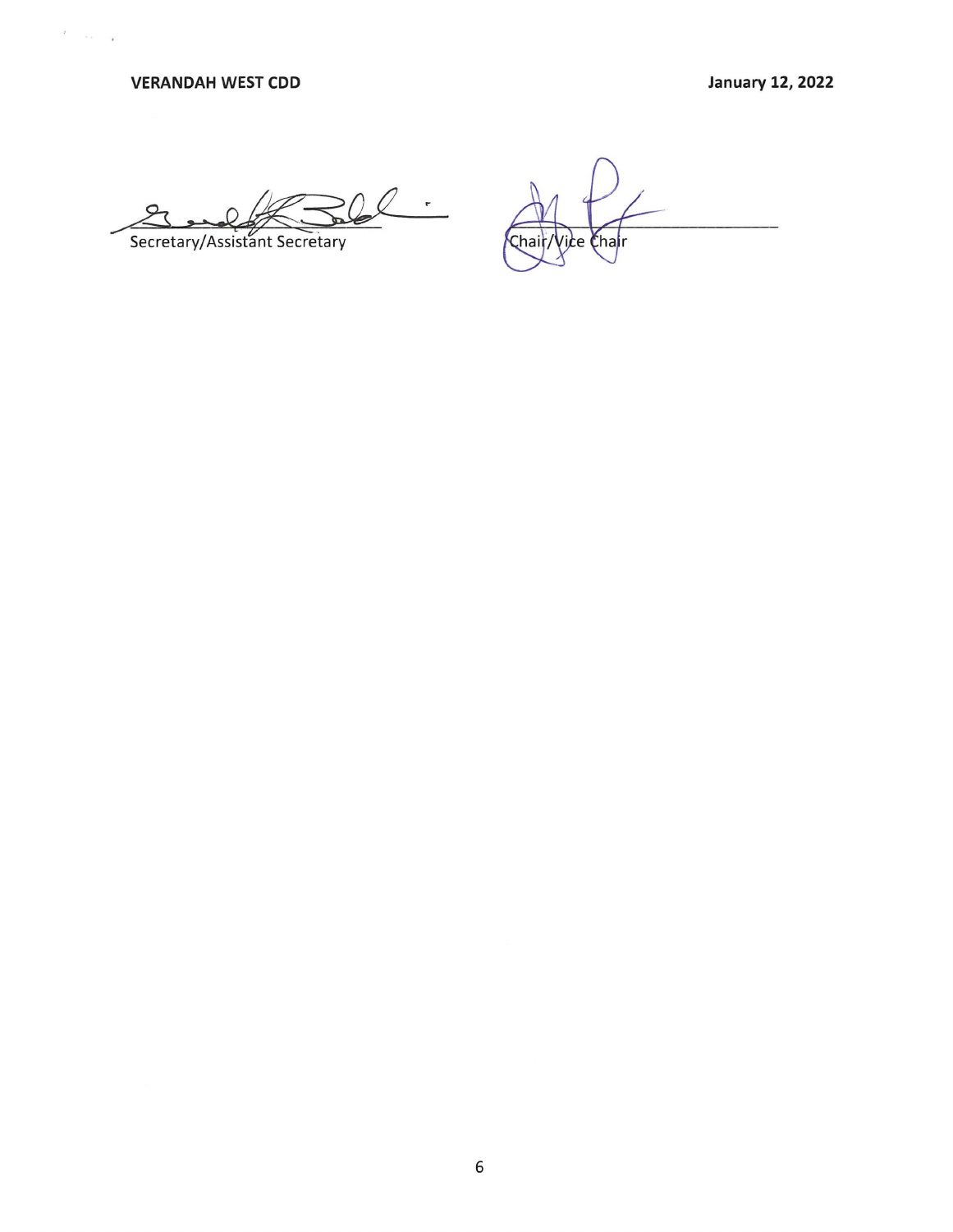Secretary/Assistant Secretary

Chair/Vice Chair